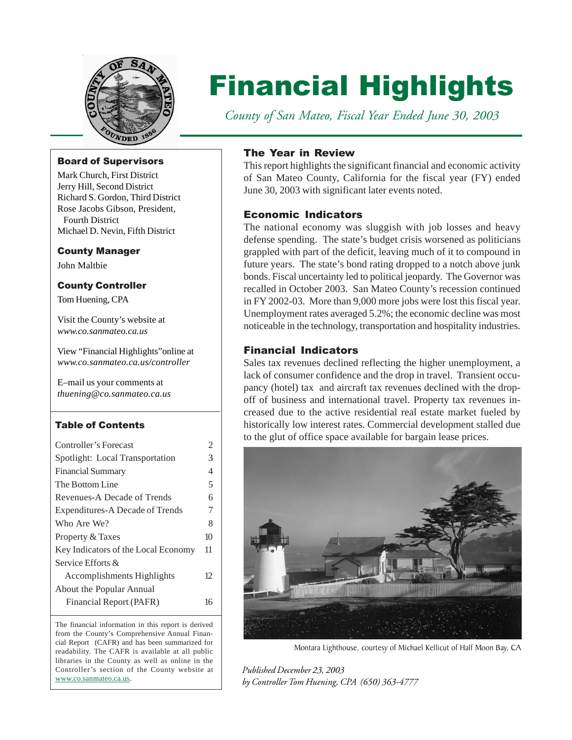# Financial Highlights

*County of San Mateo, Fiscal Year Ended June 30, 2003*

### Board of Supervisors

Mark Church, First District
Jerry Hill, Second District
Richard S. Gordon, Third District
Rose Jacobs Gibson, President, Fourth District
Michael D. Nevin, Fifth District

### County Manager

John Maltbie

### County Controller

Tom Huening, CPA

Visit the County's website at *www.co.sanmateo.ca.us*

View "Financial Highlights" online at *www.co.sanmateo.ca.us/controller*

E–mail us your comments at *thuening@co.sanmateo.ca.us*

### Table of Contents

| | |
|---|---|
| Controller's Forecast | 2 |
| Spotlight: Local Transportation | 3 |
| Financial Summary | 4 |
| The Bottom Line | 5 |
| Revenues-A Decade of Trends | 6 |
| Expenditures-A Decade of Trends | 7 |
| Who Are We? | 8 |
| Property & Taxes | 10 |
| Key Indicators of the Local Economy | 11 |
| Service Efforts & Accomplishments Highlights | 12 |
| About the Popular Annual Financial Report (PAFR) | 16 |

The financial information in this report is derived from the County's Comprehensive Annual Financial Report (CAFR) and has been summarized for readability. The CAFR is available at all public libraries in the County as well as online in the Controller's section of the County website at www.co.sanmateo.ca.us.

## The Year in Review

This report highlights the significant financial and economic activity of San Mateo County, California for the fiscal year (FY) ended June 30, 2003 with significant later events noted.

## Economic Indicators

The national economy was sluggish with job losses and heavy defense spending. The state's budget crisis worsened as politicians grappled with part of the deficit, leaving much of it to compound in future years. The state's bond rating dropped to a notch above junk bonds. Fiscal uncertainty led to political jeopardy. The Governor was recalled in October 2003. San Mateo County's recession continued in FY 2002-03. More than 9,000 more jobs were lost this fiscal year. Unemployment rates averaged 5.2%; the economic decline was most noticeable in the technology, transportation and hospitality industries.

## Financial Indicators

Sales tax revenues declined reflecting the higher unemployment, a lack of consumer confidence and the drop in travel. Transient occupancy (hotel) tax and aircraft tax revenues declined with the drop-off of business and international travel. Property tax revenues increased due to the active residential real estate market fueled by historically low interest rates. Commercial development stalled due to the glut of office space available for bargain lease prices.

Montara Lighthouse, courtesy of Michael Kellicut of Half Moon Bay, CA

*Published December 23, 2003*
*by Controller Tom Huening, CPA (650) 363-4777*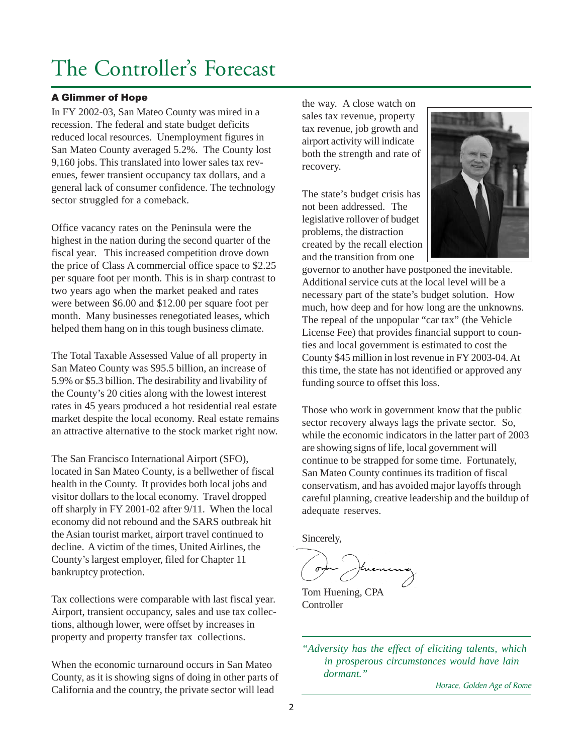# The Controller's Forecast

### A Glimmer of Hope

In FY 2002-03, San Mateo County was mired in a recession. The federal and state budget deficits reduced local resources. Unemployment figures in San Mateo County averaged 5.2%. The County lost 9,160 jobs. This translated into lower sales tax revenues, fewer transient occupancy tax dollars, and a general lack of consumer confidence. The technology sector struggled for a comeback.

Office vacancy rates on the Peninsula were the highest in the nation during the second quarter of the fiscal year. This increased competition drove down the price of Class A commercial office space to $2.25 per square foot per month. This is in sharp contrast to two years ago when the market peaked and rates were between $6.00 and $12.00 per square foot per month. Many businesses renegotiated leases, which helped them hang on in this tough business climate.

The Total Taxable Assessed Value of all property in San Mateo County was $95.5 billion, an increase of 5.9% or $5.3 billion. The desirability and livability of the County's 20 cities along with the lowest interest rates in 45 years produced a hot residential real estate market despite the local economy. Real estate remains an attractive alternative to the stock market right now.

The San Francisco International Airport (SFO), located in San Mateo County, is a bellwether of fiscal health in the County. It provides both local jobs and visitor dollars to the local economy. Travel dropped off sharply in FY 2001-02 after 9/11. When the local economy did not rebound and the SARS outbreak hit the Asian tourist market, airport travel continued to decline. A victim of the times, United Airlines, the County's largest employer, filed for Chapter 11 bankruptcy protection.

Tax collections were comparable with last fiscal year. Airport, transient occupancy, sales and use tax collections, although lower, were offset by increases in property and property transfer tax collections.

When the economic turnaround occurs in San Mateo County, as it is showing signs of doing in other parts of California and the country, the private sector will lead the way. A close watch on sales tax revenue, property tax revenue, job growth and airport activity will indicate both the strength and rate of recovery.

The state's budget crisis has not been addressed. The legislative rollover of budget problems, the distraction created by the recall election and the transition from one governor to another have postponed the inevitable. Additional service cuts at the local level will be a necessary part of the state's budget solution. How much, how deep and for how long are the unknowns. The repeal of the unpopular "car tax" (the Vehicle License Fee) that provides financial support to counties and local government is estimated to cost the County $45 million in lost revenue in FY 2003-04. At this time, the state has not identified or approved any funding source to offset this loss.

Those who work in government know that the public sector recovery always lags the private sector. So, while the economic indicators in the latter part of 2003 are showing signs of life, local government will continue to be strapped for some time. Fortunately, San Mateo County continues its tradition of fiscal conservatism, and has avoided major layoffs through careful planning, creative leadership and the buildup of adequate reserves.

Sincerely,

Tom Huening, CPA
Controller

*"Adversity has the effect of eliciting talents, which in prosperous circumstances would have lain dormant."*

*Horace, Golden Age of Rome*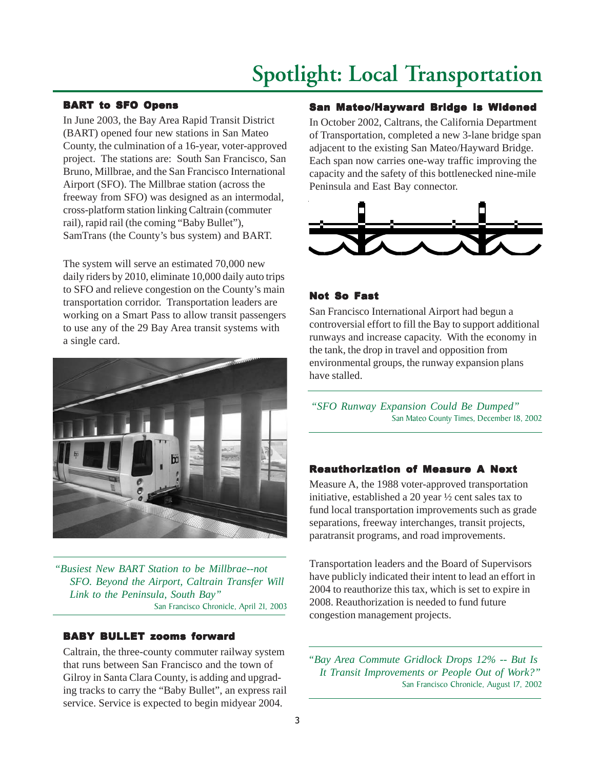# Spotlight: Local Transportation

### BART to SFO Opens

In June 2003, the Bay Area Rapid Transit District (BART) opened four new stations in San Mateo County, the culmination of a 16-year, voter-approved project. The stations are: South San Francisco, San Bruno, Millbrae, and the San Francisco International Airport (SFO). The Millbrae station (across the freeway from SFO) was designed as an intermodal, cross-platform station linking Caltrain (commuter rail), rapid rail (the coming "Baby Bullet"), SamTrans (the County's bus system) and BART.

The system will serve an estimated 70,000 new daily riders by 2010, eliminate 10,000 daily auto trips to SFO and relieve congestion on the County's main transportation corridor. Transportation leaders are working on a Smart Pass to allow transit passengers to use any of the 29 Bay Area transit systems with a single card.

*"Busiest New BART Station to be Millbrae--not SFO. Beyond the Airport, Caltrain Transfer Will Link to the Peninsula, South Bay"*
San Francisco Chronicle, April 21, 2003

### BABY BULLET zooms forward

Caltrain, the three-county commuter railway system that runs between San Francisco and the town of Gilroy in Santa Clara County, is adding and upgrading tracks to carry the "Baby Bullet", an express rail service. Service is expected to begin midyear 2004.

### San Mateo/Hayward Bridge is Widened

In October 2002, Caltrans, the California Department of Transportation, completed a new 3-lane bridge span adjacent to the existing San Mateo/Hayward Bridge. Each span now carries one-way traffic improving the capacity and the safety of this bottlenecked nine-mile Peninsula and East Bay connector.

### Not So Fast

San Francisco International Airport had begun a controversial effort to fill the Bay to support additional runways and increase capacity. With the economy in the tank, the drop in travel and opposition from environmental groups, the runway expansion plans have stalled.

*"SFO Runway Expansion Could Be Dumped"*
San Mateo County Times, December 18, 2002

### Reauthorization of Measure A Next

Measure A, the 1988 voter-approved transportation initiative, established a 20 year ½ cent sales tax to fund local transportation improvements such as grade separations, freeway interchanges, transit projects, paratransit programs, and road improvements.

Transportation leaders and the Board of Supervisors have publicly indicated their intent to lead an effort in 2004 to reauthorize this tax, which is set to expire in 2008. Reauthorization is needed to fund future congestion management projects.

*"Bay Area Commute Gridlock Drops 12% -- But Is It Transit Improvements or People Out of Work?"*
San Francisco Chronicle, August 17, 2002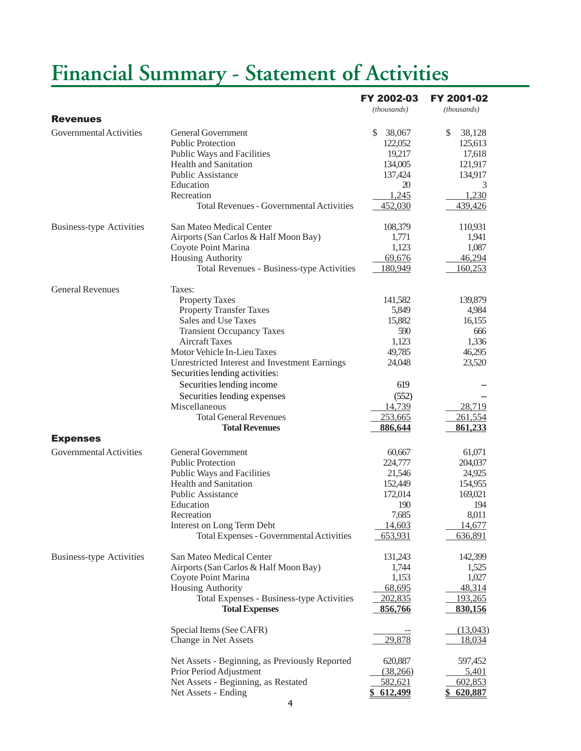# Financial Summary - Statement of Activities

| | | FY 2002-03 *(thousands)* | FY 2001-02 *(thousands)* |
|---|---|---|---|
| **Revenues** | | | |
| Governmental Activities | General Government | $ 38,067 | $ 38,128 |
| | Public Protection | 122,052 | 125,613 |
| | Public Ways and Facilities | 19,217 | 17,618 |
| | Health and Sanitation | 134,005 | 121,917 |
| | Public Assistance | 137,424 | 134,917 |
| | Education | 20 | 3 |
| | Recreation | 1,245 | 1,230 |
| | Total Revenues - Governmental Activities | 452,030 | 439,426 |
| Business-type Activities | San Mateo Medical Center | 108,379 | 110,931 |
| | Airports (San Carlos & Half Moon Bay) | 1,771 | 1,941 |
| | Coyote Point Marina | 1,123 | 1,087 |
| | Housing Authority | 69,676 | 46,294 |
| | Total Revenues - Business-type Activities | 180,949 | 160,253 |
| General Revenues | Taxes: | | |
| | Property Taxes | 141,582 | 139,879 |
| | Property Transfer Taxes | 5,849 | 4,984 |
| | Sales and Use Taxes | 15,882 | 16,155 |
| | Transient Occupancy Taxes | 590 | 666 |
| | Aircraft Taxes | 1,123 | 1,336 |
| | Motor Vehicle In-Lieu Taxes | 49,785 | 46,295 |
| | Unrestricted Interest and Investment Earnings | 24,048 | 23,520 |
| | Securities lending activities: | | |
| | Securities lending income | 619 | – |
| | Securities lending expenses | (552) | – |
| | Miscellaneous | 14,739 | 28,719 |
| | Total General Revenues | 253,665 | 261,554 |
| | **Total Revenues** | **886,644** | **861,233** |
| **Expenses** | | | |
| Governmental Activities | General Government | 60,667 | 61,071 |
| | Public Protection | 224,777 | 204,037 |
| | Public Ways and Facilities | 21,546 | 24,925 |
| | Health and Sanitation | 152,449 | 154,955 |
| | Public Assistance | 172,014 | 169,021 |
| | Education | 190 | 194 |
| | Recreation | 7,685 | 8,011 |
| | Interest on Long Term Debt | 14,603 | 14,677 |
| | Total Expenses - Governmental Activities | 653,931 | 636,891 |
| Business-type Activities | San Mateo Medical Center | 131,243 | 142,399 |
| | Airports (San Carlos & Half Moon Bay) | 1,744 | 1,525 |
| | Coyote Point Marina | 1,153 | 1,027 |
| | Housing Authority | 68,695 | 48,314 |
| | Total Expenses - Business-type Activities | 202,835 | 193,265 |
| | **Total Expenses** | **856,766** | **830,156** |
| | Special Items (See CAFR) | -- | (13,043) |
| | Change in Net Assets | 29,878 | 18,034 |
| | Net Assets - Beginning, as Previously Reported | 620,887 | 597,452 |
| | Prior Period Adjustment | (38,266) | 5,401 |
| | Net Assets - Beginning, as Restated | 582,621 | 602,853 |
| | Net Assets - Ending | **$ 612,499** | **$ 620,887** |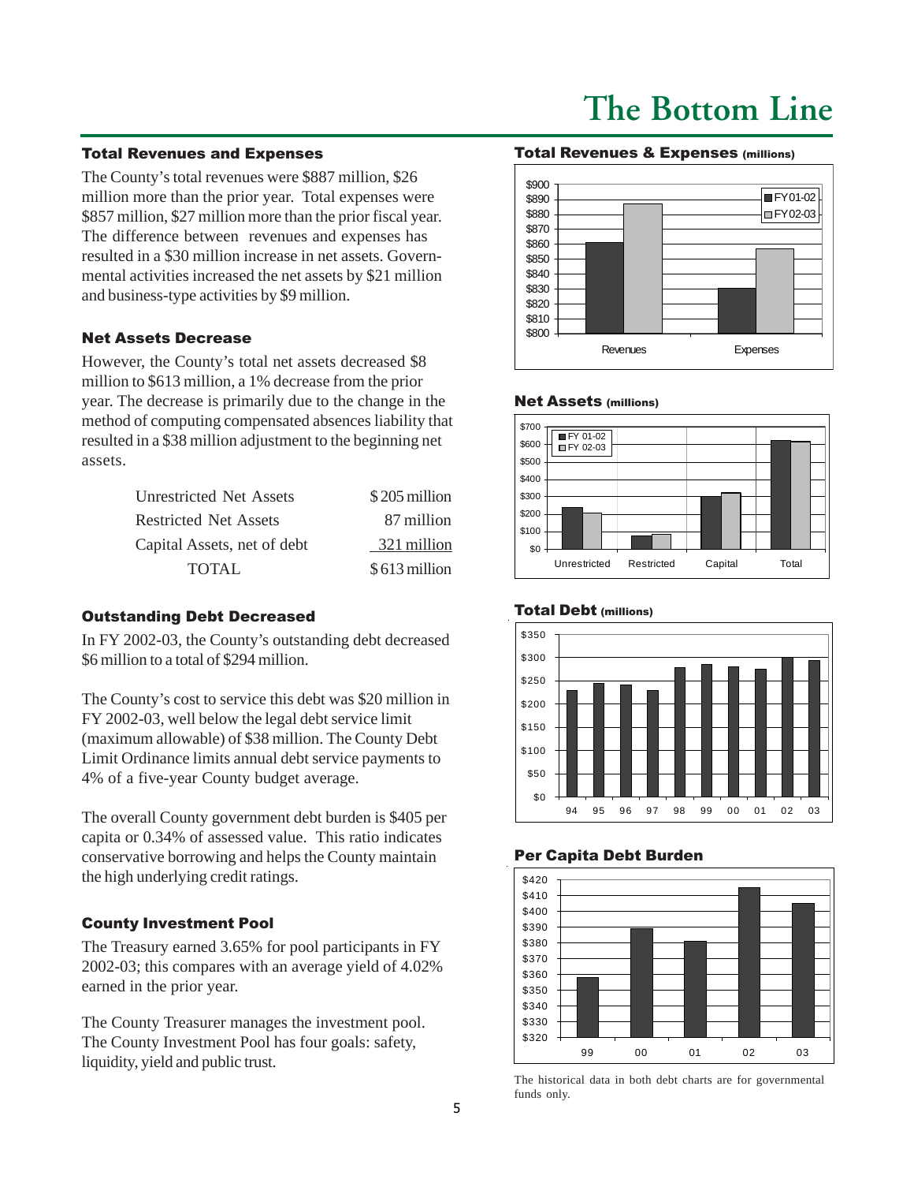# The Bottom Line

## Total Revenues and Expenses

The County's total revenues were $887 million, $26 million more than the prior year. Total expenses were $857 million, $27 million more than the prior fiscal year. The difference between revenues and expenses has resulted in a $30 million increase in net assets. Governmental activities increased the net assets by $21 million and business-type activities by $9 million.

## Net Assets Decrease

However, the County's total net assets decreased $8 million to $613 million, a 1% decrease from the prior year. The decrease is primarily due to the change in the method of computing compensated absences liability that resulted in a $38 million adjustment to the beginning net assets.

| | |
|---|---|
| Unrestricted Net Assets | $ 205 million |
| Restricted Net Assets | 87 million |
| Capital Assets, net of debt | 321 million |
| TOTAL | $ 613 million |

## Outstanding Debt Decreased

In FY 2002-03, the County's outstanding debt decreased $6 million to a total of $294 million.

The County's cost to service this debt was $20 million in FY 2002-03, well below the legal debt service limit (maximum allowable) of $38 million. The County Debt Limit Ordinance limits annual debt service payments to 4% of a five-year County budget average.

The overall County government debt burden is $405 per capita or 0.34% of assessed value. This ratio indicates conservative borrowing and helps the County maintain the high underlying credit ratings.

## County Investment Pool

The Treasury earned 3.65% for pool participants in FY 2002-03; this compares with an average yield of 4.02% earned in the prior year.

The County Treasurer manages the investment pool. The County Investment Pool has four goals: safety, liquidity, yield and public trust.

**Total Revenues & Expenses (millions)**

**Net Assets (millions)**

**Total Debt (millions)**

**Per Capita Debt Burden**

The historical data in both debt charts are for governmental funds only.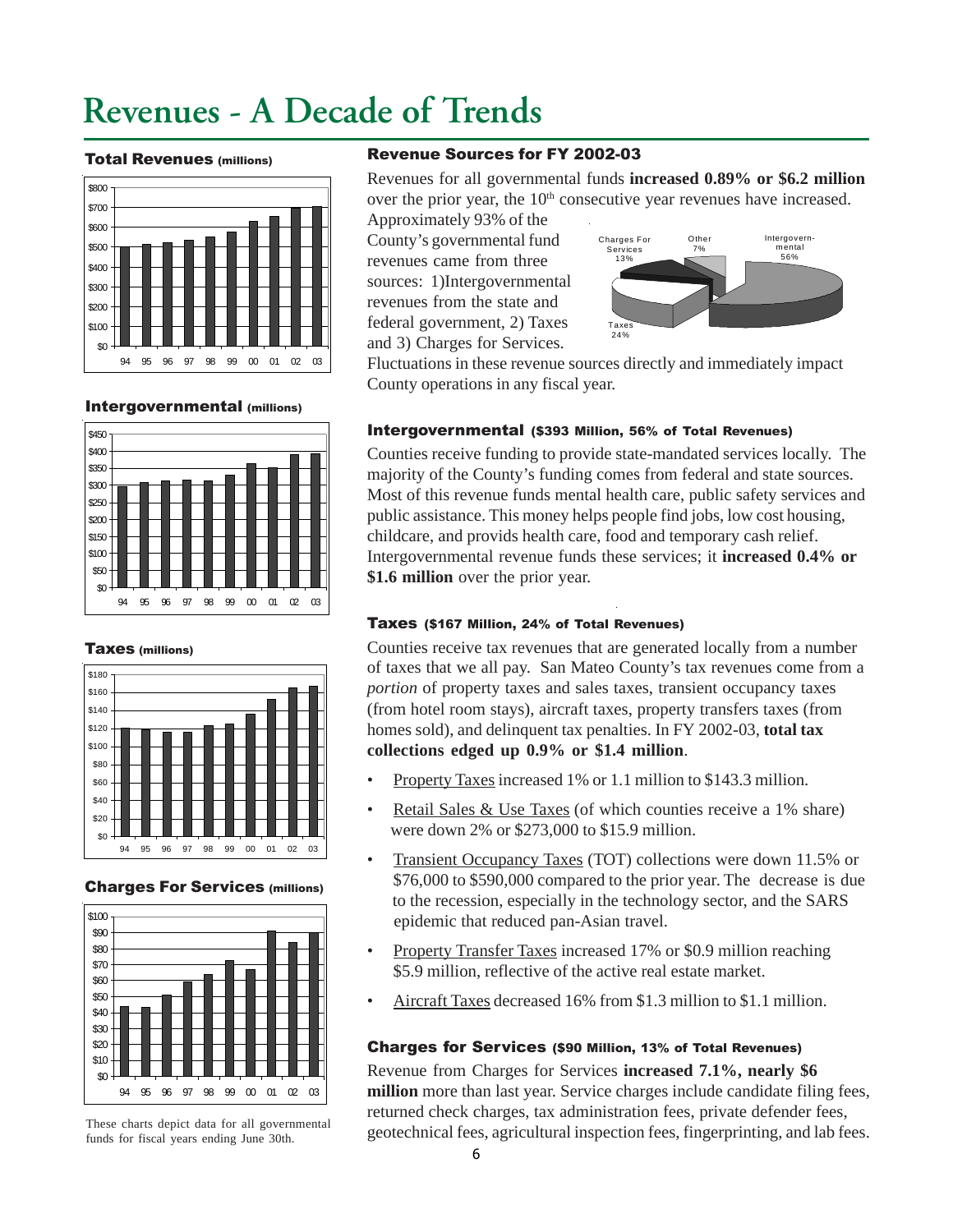# Revenues - A Decade of Trends

### Total Revenues (millions)

### Intergovernmental (millions)

### Taxes (millions)

### Charges For Services (millions)

These charts depict data for all governmental funds for fiscal years ending June 30th.

### Revenue Sources for FY 2002-03

Revenues for all governmental funds **increased 0.89% or $6.2 million** over the prior year, the 10th consecutive year revenues have increased. Approximately 93% of the County's governmental fund revenues came from three sources: 1)Intergovernmental revenues from the state and federal government, 2) Taxes and 3) Charges for Services. Fluctuations in these revenue sources directly and immediately impact County operations in any fiscal year.

### Intergovernmental ($393 Million, 56% of Total Revenues)

Counties receive funding to provide state-mandated services locally. The majority of the County's funding comes from federal and state sources. Most of this revenue funds mental health care, public safety services and public assistance. This money helps people find jobs, low cost housing, childcare, and provids health care, food and temporary cash relief. Intergovernmental revenue funds these services; it **increased 0.4% or $1.6 million** over the prior year.

### Taxes ($167 Million, 24% of Total Revenues)

Counties receive tax revenues that are generated locally from a number of taxes that we all pay. San Mateo County's tax revenues come from a *portion* of property taxes and sales taxes, transient occupancy taxes (from hotel room stays), aircraft taxes, property transfers taxes (from homes sold), and delinquent tax penalties. In FY 2002-03, **total tax collections edged up 0.9% or $1.4 million**.

- Property Taxes increased 1% or 1.1 million to $143.3 million.
- Retail Sales & Use Taxes (of which counties receive a 1% share) were down 2% or $273,000 to $15.9 million.
- Transient Occupancy Taxes (TOT) collections were down 11.5% or $76,000 to $590,000 compared to the prior year. The decrease is due to the recession, especially in the technology sector, and the SARS epidemic that reduced pan-Asian travel.
- Property Transfer Taxes increased 17% or $0.9 million reaching $5.9 million, reflective of the active real estate market.
- Aircraft Taxes decreased 16% from $1.3 million to $1.1 million.

### Charges for Services ($90 Million, 13% of Total Revenues)

Revenue from Charges for Services **increased 7.1%, nearly $6 million** more than last year. Service charges include candidate filing fees, returned check charges, tax administration fees, private defender fees, geotechnical fees, agricultural inspection fees, fingerprinting, and lab fees.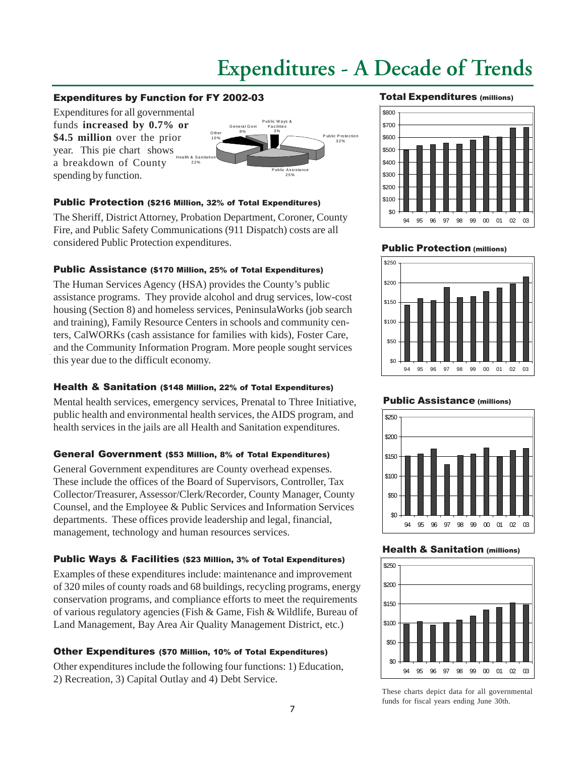# Expenditures - A Decade of Trends

## Expenditures by Function for FY 2002-03

Expenditures for all governmental funds **increased by 0.7% or $4.5 million** over the prior year. This pie chart shows a breakdown of County spending by function.

### Public Protection (\$216 Million, 32% of Total Expenditures)

The Sheriff, District Attorney, Probation Department, Coroner, County Fire, and Public Safety Communications (911 Dispatch) costs are all considered Public Protection expenditures.

### Public Assistance (\$170 Million, 25% of Total Expenditures)

The Human Services Agency (HSA) provides the County's public assistance programs. They provide alcohol and drug services, low-cost housing (Section 8) and homeless services, PeninsulaWorks (job search and training), Family Resource Centers in schools and community centers, CalWORKs (cash assistance for families with kids), Foster Care, and the Community Information Program. More people sought services this year due to the difficult economy.

### Health & Sanitation (\$148 Million, 22% of Total Expenditures)

Mental health services, emergency services, Prenatal to Three Initiative, public health and environmental health services, the AIDS program, and health services in the jails are all Health and Sanitation expenditures.

### General Government (\$53 Million, 8% of Total Expenditures)

General Government expenditures are County overhead expenses. These include the offices of the Board of Supervisors, Controller, Tax Collector/Treasurer, Assessor/Clerk/Recorder, County Manager, County Counsel, and the Employee & Public Services and Information Services departments. These offices provide leadership and legal, financial, management, technology and human resources services.

### Public Ways & Facilities (\$23 Million, 3% of Total Expenditures)

Examples of these expenditures include: maintenance and improvement of 320 miles of county roads and 68 buildings, recycling programs, energy conservation programs, and compliance efforts to meet the requirements of various regulatory agencies (Fish & Game, Fish & Wildlife, Bureau of Land Management, Bay Area Air Quality Management District, etc.)

### Other Expenditures (\$70 Million, 10% of Total Expenditures)

Other expenditures include the following four functions: 1) Education, 2) Recreation, 3) Capital Outlay and 4) Debt Service.

These charts depict data for all governmental funds for fiscal years ending June 30th.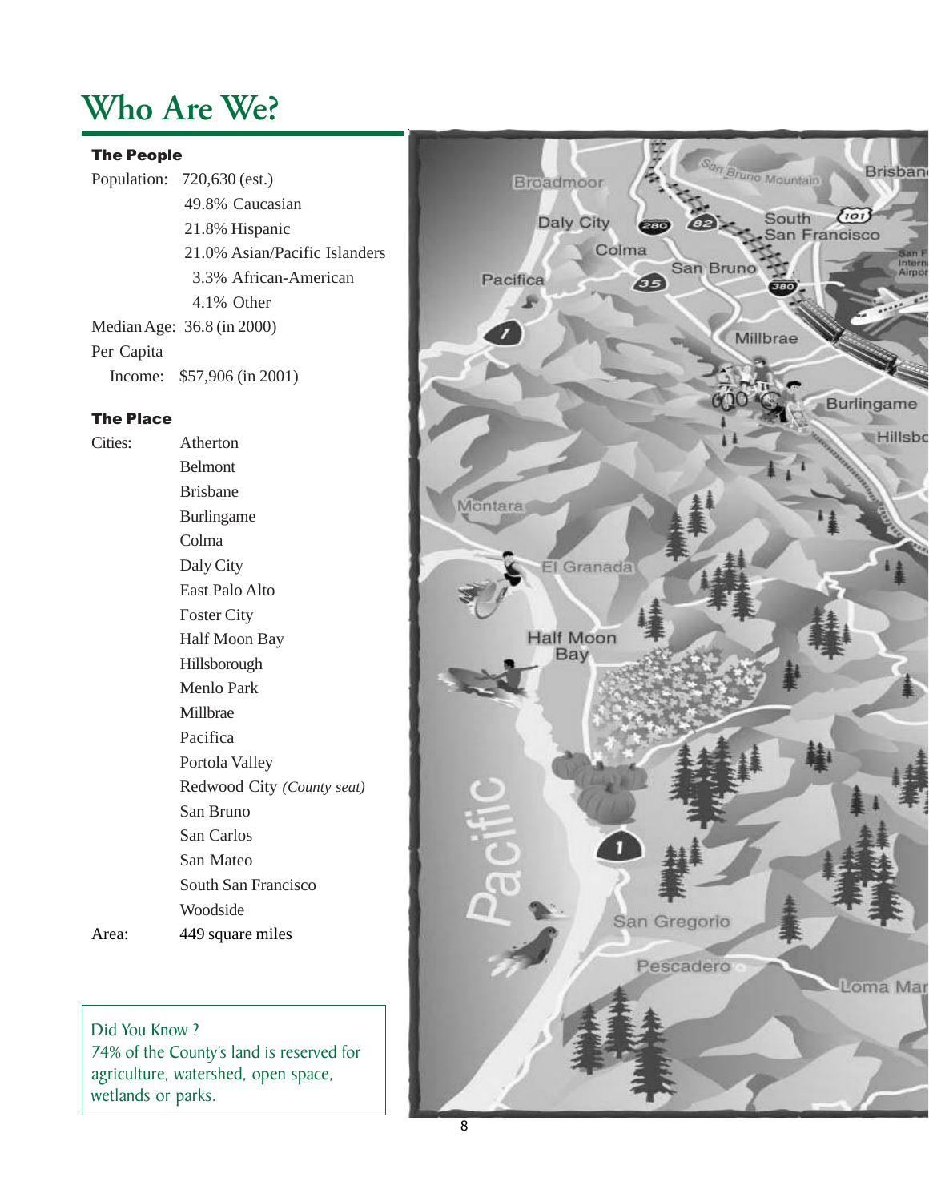# Who Are We?

### The People

Population: 720,630 (est.)

- 49.8% Caucasian
- 21.8% Hispanic
- 21.0% Asian/Pacific Islanders
- 3.3% African-American
- 4.1% Other

Median Age: 36.8 (in 2000)

Per Capita Income: $57,906 (in 2001)

### The Place

Cities:

- Atherton
- Belmont
- Brisbane
- Burlingame
- Colma
- Daly City
- East Palo Alto
- Foster City
- Half Moon Bay
- Hillsborough
- Menlo Park
- Millbrae
- Pacifica
- Portola Valley
- Redwood City *(County seat)*
- San Bruno
- San Carlos
- San Mateo
- South San Francisco
- Woodside

Area: 449 square miles

> Did You Know ?
> 74% of the County's land is reserved for agriculture, watershed, open space, wetlands or parks.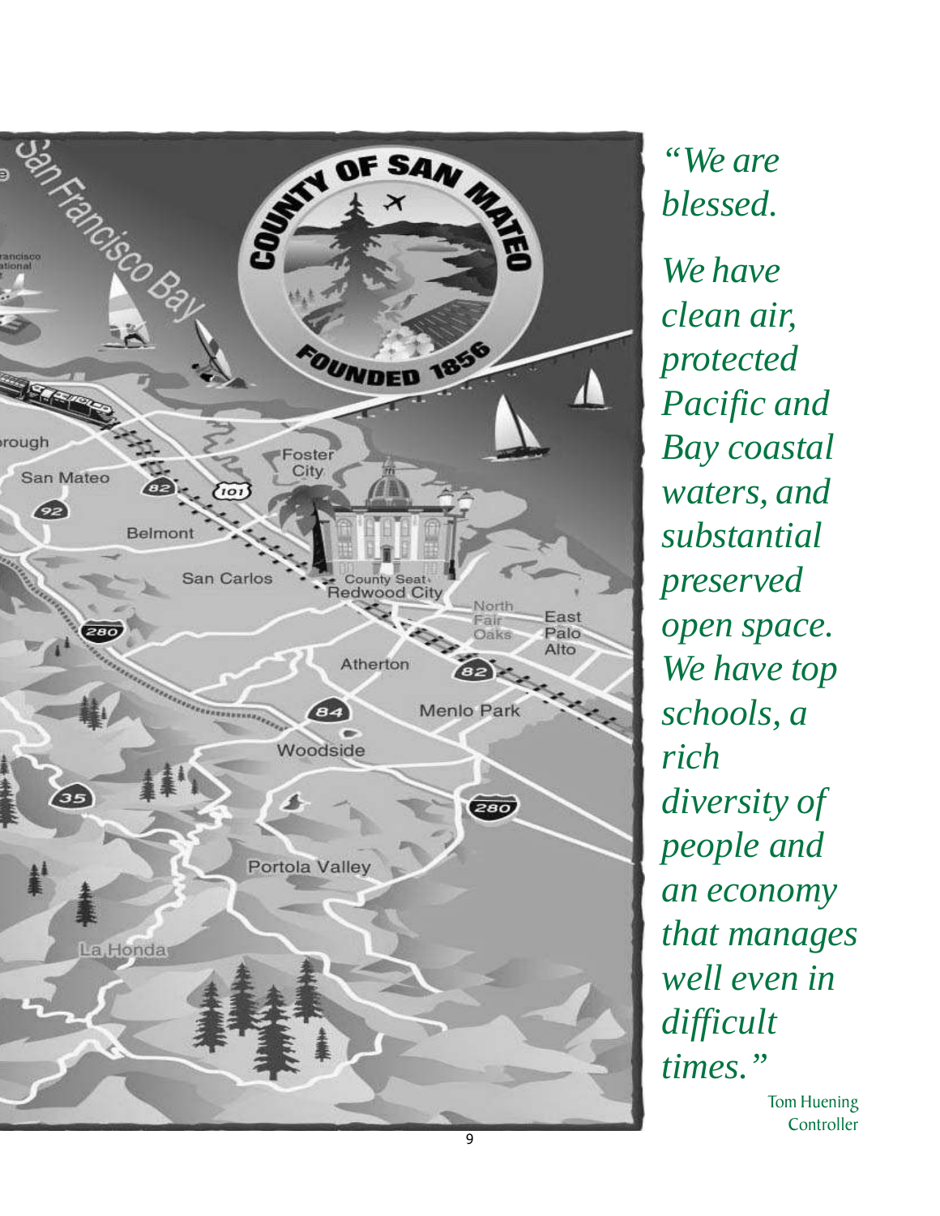*"We are blessed.*

*We have clean air, protected Pacific and Bay coastal waters, and substantial preserved open space. We have top schools, a rich diversity of people and an economy that manages well even in difficult times."*

Tom Huening
Controller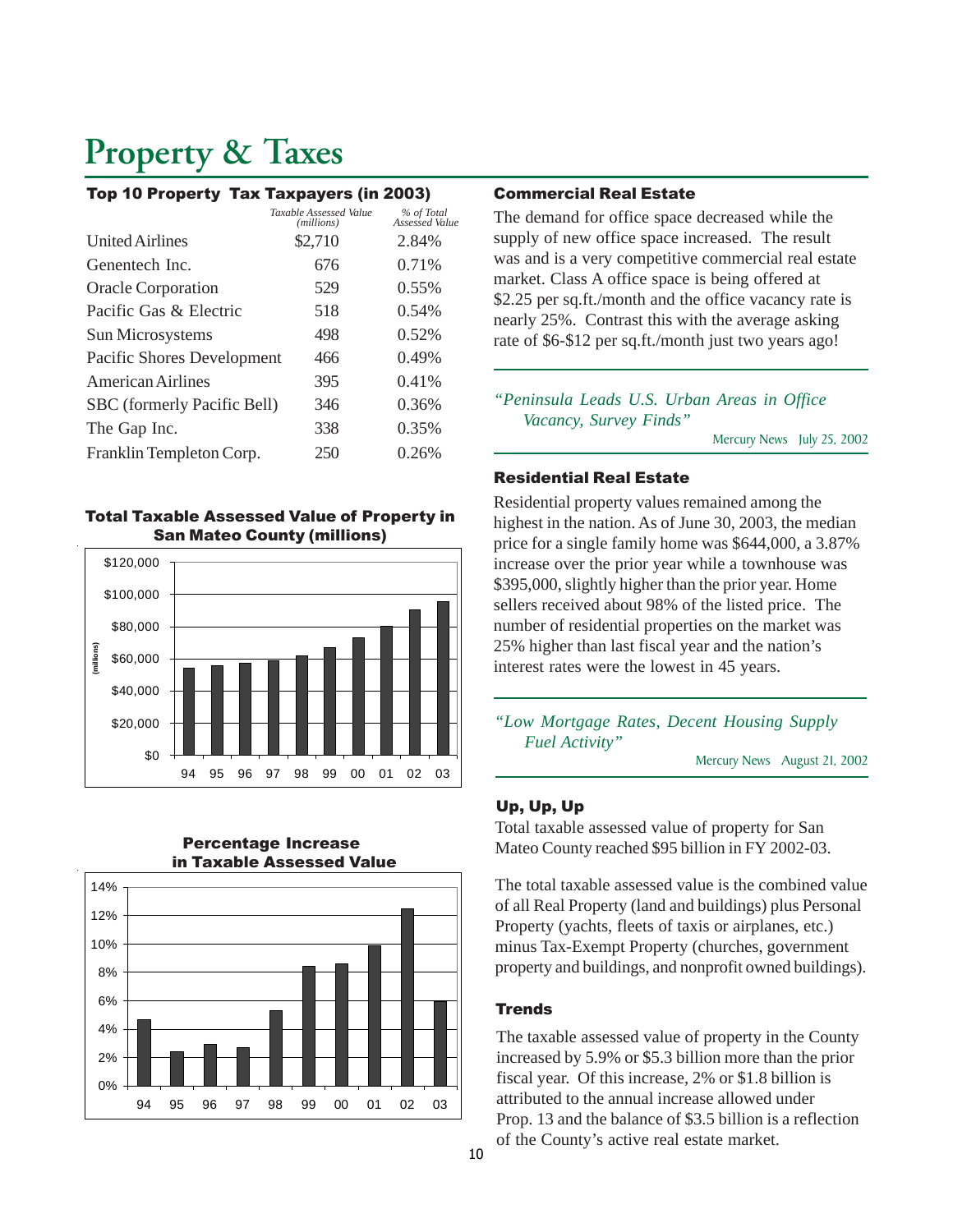# Property & Taxes

### Top 10 Property Tax Taxpayers (in 2003)

| | *Taxable Assessed Value (millions)* | *% of Total Assessed Value* |
|---|---|---|
| United Airlines | $2,710 | 2.84% |
| Genentech Inc. | 676 | 0.71% |
| Oracle Corporation | 529 | 0.55% |
| Pacific Gas & Electric | 518 | 0.54% |
| Sun Microsystems | 498 | 0.52% |
| Pacific Shores Development | 466 | 0.49% |
| American Airlines | 395 | 0.41% |
| SBC (formerly Pacific Bell) | 346 | 0.36% |
| The Gap Inc. | 338 | 0.35% |
| Franklin Templeton Corp. | 250 | 0.26% |

**Total Taxable Assessed Value of Property in San Mateo County (millions)**

**Percentage Increase in Taxable Assessed Value**

### Commercial Real Estate

The demand for office space decreased while the supply of new office space increased. The result was and is a very competitive commercial real estate market. Class A office space is being offered at $2.25 per sq.ft./month and the office vacancy rate is nearly 25%. Contrast this with the average asking rate of $6-$12 per sq.ft./month just two years ago!

*"Peninsula Leads U.S. Urban Areas in Office Vacancy, Survey Finds"*

Mercury News July 25, 2002

### Residential Real Estate

Residential property values remained among the highest in the nation. As of June 30, 2003, the median price for a single family home was $644,000, a 3.87% increase over the prior year while a townhouse was $395,000, slightly higher than the prior year. Home sellers received about 98% of the listed price. The number of residential properties on the market was 25% higher than last fiscal year and the nation's interest rates were the lowest in 45 years.

*"Low Mortgage Rates, Decent Housing Supply Fuel Activity"*

Mercury News August 21, 2002

### Up, Up, Up

Total taxable assessed value of property for San Mateo County reached $95 billion in FY 2002-03.

The total taxable assessed value is the combined value of all Real Property (land and buildings) plus Personal Property (yachts, fleets of taxis or airplanes, etc.) minus Tax-Exempt Property (churches, government property and buildings, and nonprofit owned buildings).

### Trends

The taxable assessed value of property in the County increased by 5.9% or $5.3 billion more than the prior fiscal year. Of this increase, 2% or $1.8 billion is attributed to the annual increase allowed under Prop. 13 and the balance of $3.5 billion is a reflection of the County's active real estate market.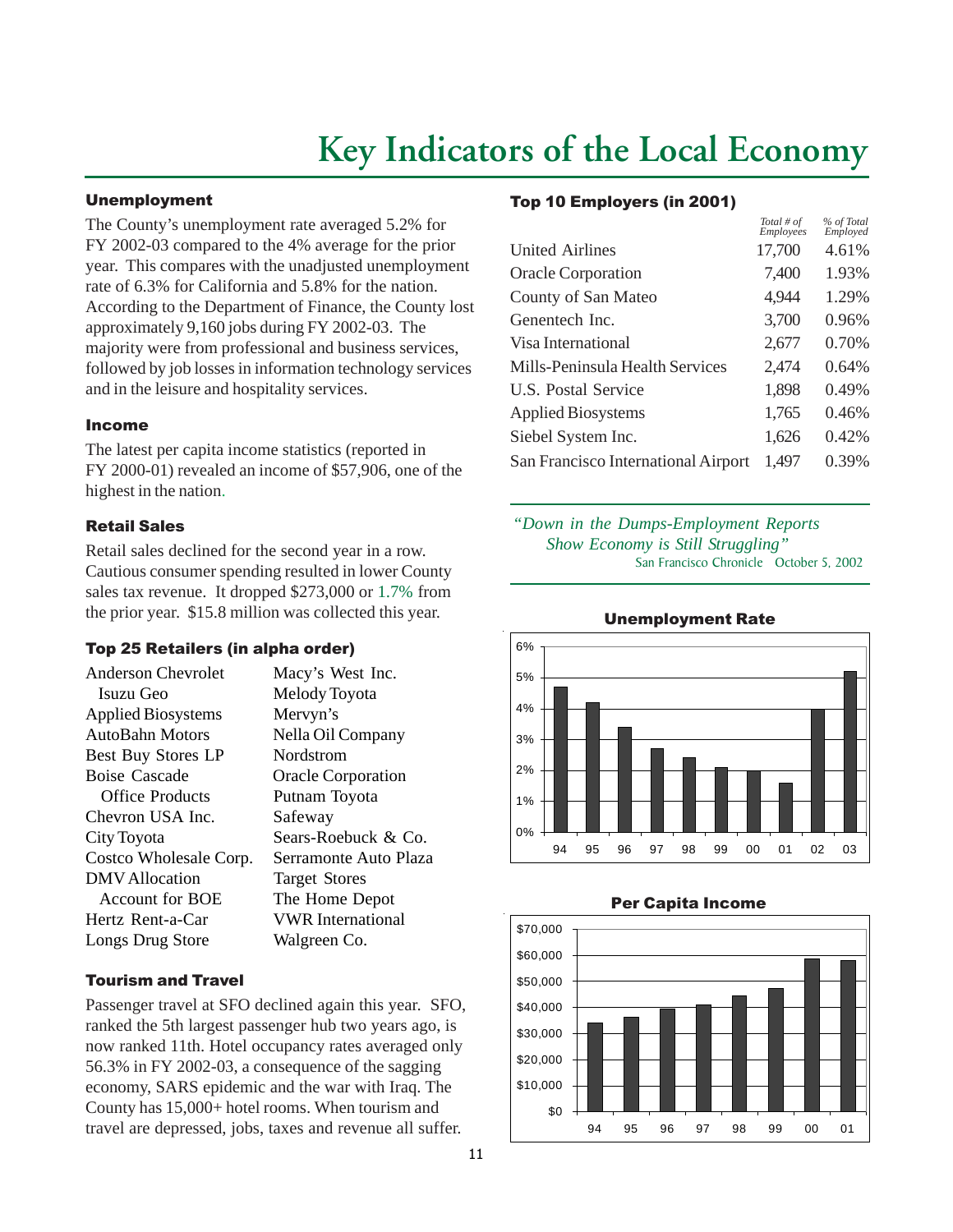# Key Indicators of the Local Economy

### Unemployment

The County's unemployment rate averaged 5.2% for FY 2002-03 compared to the 4% average for the prior year. This compares with the unadjusted unemployment rate of 6.3% for California and 5.8% for the nation. According to the Department of Finance, the County lost approximately 9,160 jobs during FY 2002-03. The majority were from professional and business services, followed by job losses in information technology services and in the leisure and hospitality services.

### Income

The latest per capita income statistics (reported in FY 2000-01) revealed an income of $57,906, one of the highest in the nation.

### Retail Sales

Retail sales declined for the second year in a row. Cautious consumer spending resulted in lower County sales tax revenue. It dropped $273,000 or 1.7% from the prior year. $15.8 million was collected this year.

### Top 25 Retailers (in alpha order)

- Anderson Chevrolet Isuzu Geo
- Applied Biosystems
- AutoBahn Motors
- Best Buy Stores LP
- Boise Cascade Office Products
- Chevron USA Inc.
- City Toyota
- Costco Wholesale Corp.
- DMV Allocation Account for BOE
- Hertz Rent-a-Car
- Longs Drug Store
- Macy's West Inc.
- Melody Toyota
- Mervyn's
- Nella Oil Company
- Nordstrom
- Oracle Corporation
- Putnam Toyota
- Safeway
- Sears-Roebuck & Co.
- Serramonte Auto Plaza
- Target Stores
- The Home Depot
- VWR International
- Walgreen Co.

### Tourism and Travel

Passenger travel at SFO declined again this year. SFO, ranked the 5th largest passenger hub two years ago, is now ranked 11th. Hotel occupancy rates averaged only 56.3% in FY 2002-03, a consequence of the sagging economy, SARS epidemic and the war with Iraq. The County has 15,000+ hotel rooms. When tourism and travel are depressed, jobs, taxes and revenue all suffer.

### Top 10 Employers (in 2001)

| | *Total # of Employees* | *% of Total Employed* |
|---|---|---|
| United Airlines | 17,700 | 4.61% |
| Oracle Corporation | 7,400 | 1.93% |
| County of San Mateo | 4,944 | 1.29% |
| Genentech Inc. | 3,700 | 0.96% |
| Visa International | 2,677 | 0.70% |
| Mills-Peninsula Health Services | 2,474 | 0.64% |
| U.S. Postal Service | 1,898 | 0.49% |
| Applied Biosystems | 1,765 | 0.46% |
| Siebel System Inc. | 1,626 | 0.42% |
| San Francisco International Airport | 1,497 | 0.39% |

*"Down in the Dumps-Employment Reports Show Economy is Still Struggling"*
San Francisco Chronicle October 5, 2002

**Unemployment Rate**

**Per Capita Income**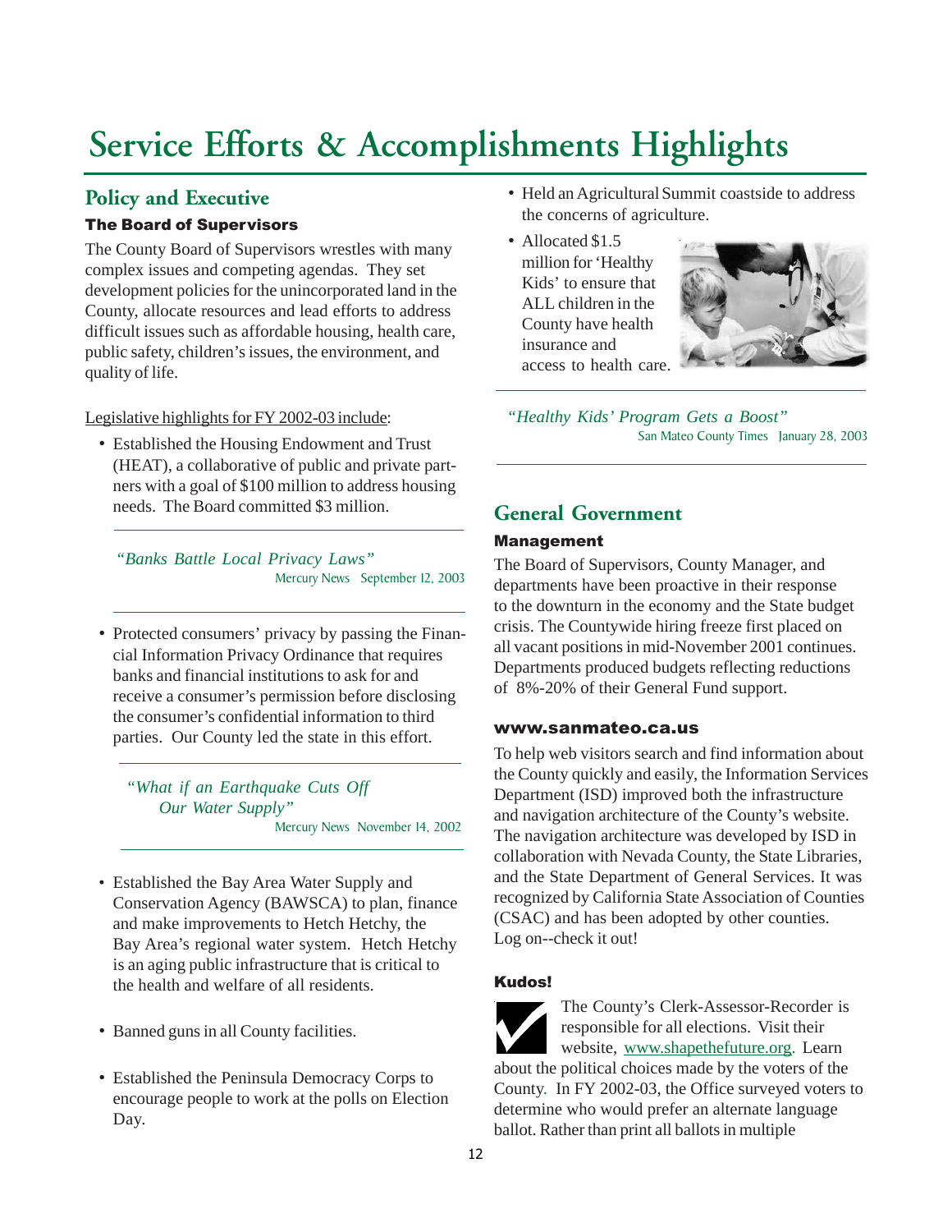# Service Efforts & Accomplishments Highlights

## Policy and Executive

### The Board of Supervisors

The County Board of Supervisors wrestles with many complex issues and competing agendas. They set development policies for the unincorporated land in the County, allocate resources and lead efforts to address difficult issues such as affordable housing, health care, public safety, children's issues, the environment, and quality of life.

Legislative highlights for FY 2002-03 include:

- Established the Housing Endowment and Trust (HEAT), a collaborative of public and private partners with a goal of $100 million to address housing needs. The Board committed $3 million.

> *"Banks Battle Local Privacy Laws"*
> Mercury News September 12, 2003

- Protected consumers' privacy by passing the Financial Information Privacy Ordinance that requires banks and financial institutions to ask for and receive a consumer's permission before disclosing the consumer's confidential information to third parties. Our County led the state in this effort.

> *"What if an Earthquake Cuts Off Our Water Supply"*
> Mercury News November 14, 2002

- Established the Bay Area Water Supply and Conservation Agency (BAWSCA) to plan, finance and make improvements to Hetch Hetchy, the Bay Area's regional water system. Hetch Hetchy is an aging public infrastructure that is critical to the health and welfare of all residents.
- Banned guns in all County facilities.
- Established the Peninsula Democracy Corps to encourage people to work at the polls on Election Day.
- Held an Agricultural Summit coastside to address the concerns of agriculture.
- Allocated $1.5 million for 'Healthy Kids' to ensure that ALL children in the County have health insurance and access to health care.

> *"Healthy Kids' Program Gets a Boost"*
> San Mateo County Times January 28, 2003

## General Government

### Management

The Board of Supervisors, County Manager, and departments have been proactive in their response to the downturn in the economy and the State budget crisis. The Countywide hiring freeze first placed on all vacant positions in mid-November 2001 continues. Departments produced budgets reflecting reductions of 8%-20% of their General Fund support.

### www.sanmateo.ca.us

To help web visitors search and find information about the County quickly and easily, the Information Services Department (ISD) improved both the infrastructure and navigation architecture of the County's website. The navigation architecture was developed by ISD in collaboration with Nevada County, the State Libraries, and the State Department of General Services. It was recognized by California State Association of Counties (CSAC) and has been adopted by other counties. Log on--check it out!

### Kudos!

The County's Clerk-Assessor-Recorder is responsible for all elections. Visit their website, www.shapethefuture.org. Learn about the political choices made by the voters of the County. In FY 2002-03, the Office surveyed voters to determine who would prefer an alternate language ballot. Rather than print all ballots in multiple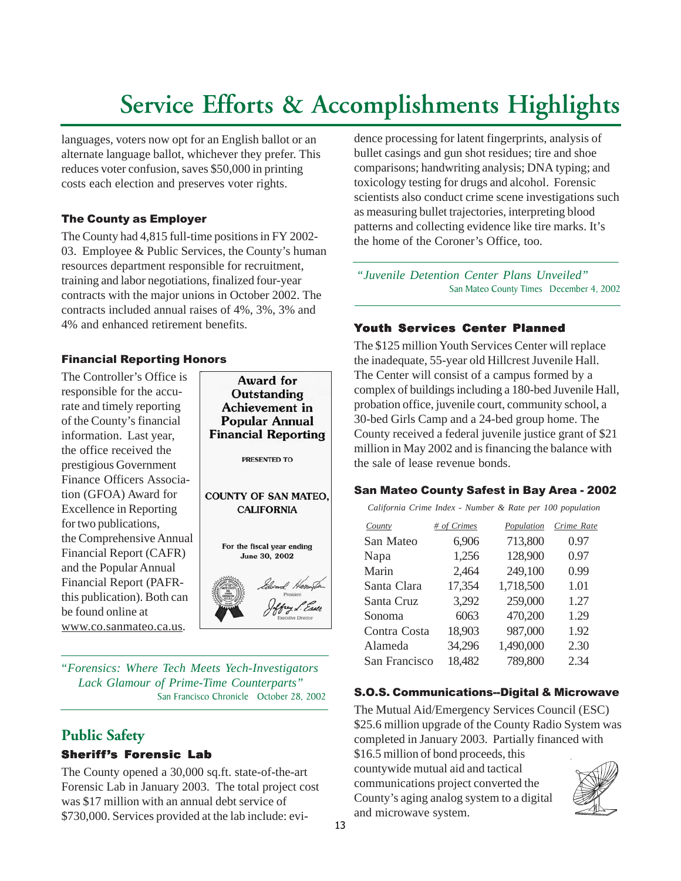# Service Efforts & Accomplishments Highlights

languages, voters now opt for an English ballot or an alternate language ballot, whichever they prefer. This reduces voter confusion, saves $50,000 in printing costs each election and preserves voter rights.

### The County as Employer

The County had 4,815 full-time positions in FY 2002-03. Employee & Public Services, the County's human resources department responsible for recruitment, training and labor negotiations, finalized four-year contracts with the major unions in October 2002. The contracts included annual raises of 4%, 3%, 3% and 4% and enhanced retirement benefits.

### Financial Reporting Honors

The Controller's Office is responsible for the accurate and timely reporting of the County's financial information. Last year, the office received the prestigious Government Finance Officers Association (GFOA) Award for Excellence in Reporting for two publications, the Comprehensive Annual Financial Report (CAFR) and the Popular Annual Financial Report (PAFR-this publication). Both can be found online at www.co.sanmateo.ca.us.

**Award for Outstanding Achievement in Popular Annual Financial Reporting**

PRESENTED TO

COUNTY OF SAN MATEO, CALIFORNIA

For the fiscal year ending June 30, 2002

President

Executive Director

*"Forensics: Where Tech Meets Yech-Investigators Lack Glamour of Prime-Time Counterparts"*
San Francisco Chronicle October 28, 2002

## Public Safety

### Sheriff's Forensic Lab

The County opened a 30,000 sq.ft. state-of-the-art Forensic Lab in January 2003. The total project cost was $17 million with an annual debt service of $730,000. Services provided at the lab include: evidence processing for latent fingerprints, analysis of bullet casings and gun shot residues; tire and shoe comparisons; handwriting analysis; DNA typing; and toxicology testing for drugs and alcohol. Forensic scientists also conduct crime scene investigations such as measuring bullet trajectories, interpreting blood patterns and collecting evidence like tire marks. It's the home of the Coroner's Office, too.

*"Juvenile Detention Center Plans Unveiled"*
San Mateo County Times December 4, 2002

### Youth Services Center Planned

The $125 million Youth Services Center will replace the inadequate, 55-year old Hillcrest Juvenile Hall. The Center will consist of a campus formed by a complex of buildings including a 180-bed Juvenile Hall, probation office, juvenile court, community school, a 30-bed Girls Camp and a 24-bed group home. The County received a federal juvenile justice grant of $21 million in May 2002 and is financing the balance with the sale of lease revenue bonds.

### San Mateo County Safest in Bay Area - 2002

*California Crime Index - Number & Rate per 100 population*

| County | # of Crimes | Population | Crime Rate |
|---|---|---|---|
| San Mateo | 6,906 | 713,800 | 0.97 |
| Napa | 1,256 | 128,900 | 0.97 |
| Marin | 2,464 | 249,100 | 0.99 |
| Santa Clara | 17,354 | 1,718,500 | 1.01 |
| Santa Cruz | 3,292 | 259,000 | 1.27 |
| Sonoma | 6063 | 470,200 | 1.29 |
| Contra Costa | 18,903 | 987,000 | 1.92 |
| Alameda | 34,296 | 1,490,000 | 2.30 |
| San Francisco | 18,482 | 789,800 | 2.34 |

### S.O.S. Communications--Digital & Microwave

The Mutual Aid/Emergency Services Council (ESC) $25.6 million upgrade of the County Radio System was completed in January 2003. Partially financed with $16.5 million of bond proceeds, this countywide mutual aid and tactical communications project converted the County's aging analog system to a digital and microwave system.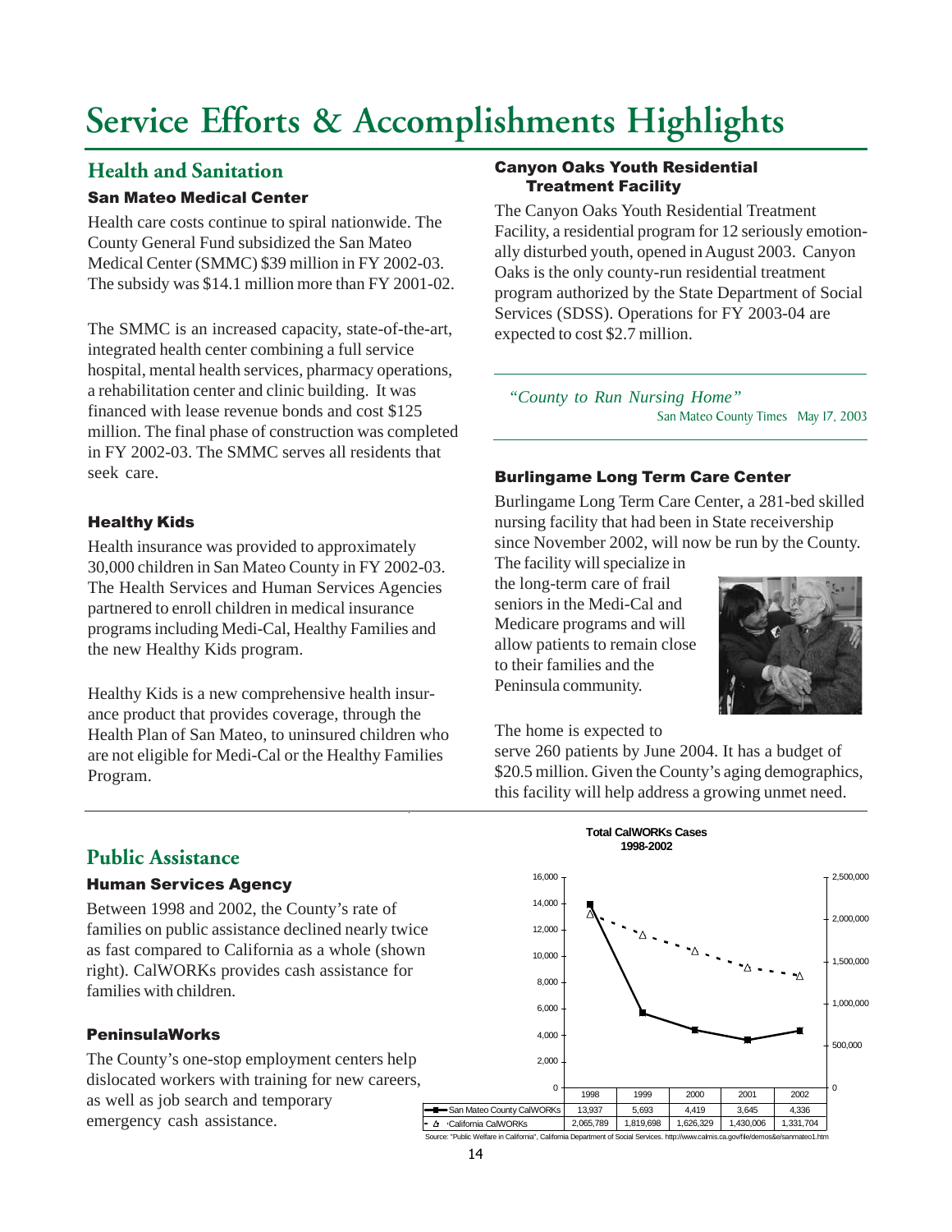# Service Efforts & Accomplishments Highlights

## Health and Sanitation

### San Mateo Medical Center

Health care costs continue to spiral nationwide. The County General Fund subsidized the San Mateo Medical Center (SMMC) $39 million in FY 2002-03. The subsidy was $14.1 million more than FY 2001-02.

The SMMC is an increased capacity, state-of-the-art, integrated health center combining a full service hospital, mental health services, pharmacy operations, a rehabilitation center and clinic building. It was financed with lease revenue bonds and cost $125 million. The final phase of construction was completed in FY 2002-03. The SMMC serves all residents that seek care.

### Healthy Kids

Health insurance was provided to approximately 30,000 children in San Mateo County in FY 2002-03. The Health Services and Human Services Agencies partnered to enroll children in medical insurance programs including Medi-Cal, Healthy Families and the new Healthy Kids program.

Healthy Kids is a new comprehensive health insurance product that provides coverage, through the Health Plan of San Mateo, to uninsured children who are not eligible for Medi-Cal or the Healthy Families Program.

### Canyon Oaks Youth Residential Treatment Facility

The Canyon Oaks Youth Residential Treatment Facility, a residential program for 12 seriously emotionally disturbed youth, opened in August 2003. Canyon Oaks is the only county-run residential treatment program authorized by the State Department of Social Services (SDSS). Operations for FY 2003-04 are expected to cost $2.7 million.

> *"County to Run Nursing Home"*
> San Mateo County Times May 17, 2003

### Burlingame Long Term Care Center

Burlingame Long Term Care Center, a 281-bed skilled nursing facility that had been in State receivership since November 2002, will now be run by the County. The facility will specialize in the long-term care of frail seniors in the Medi-Cal and Medicare programs and will allow patients to remain close to their families and the Peninsula community.

The home is expected to serve 260 patients by June 2004. It has a budget of $20.5 million. Given the County's aging demographics, this facility will help address a growing unmet need.

## Public Assistance

### Human Services Agency

Between 1998 and 2002, the County's rate of families on public assistance declined nearly twice as fast compared to California as a whole (shown right). CalWORKs provides cash assistance for families with children.

### PeninsulaWorks

The County's one-stop employment centers help dislocated workers with training for new careers, as well as job search and temporary emergency cash assistance.

**Total CalWORKs Cases 1998-2002**

| | 1998 | 1999 | 2000 | 2001 | 2002 |
|---|---|---|---|---|---|
| San Mateo County CalWORKs | 13,937 | 5,693 | 4,419 | 3,645 | 4,336 |
| California CalWORKs | 2,065,789 | 1,819,698 | 1,626,329 | 1,430,006 | 1,331,704 |

Source: "Public Welfare in California", California Department of Social Services. http://www.calmis.ca.gov/file/demos&e/sanmateo1.htm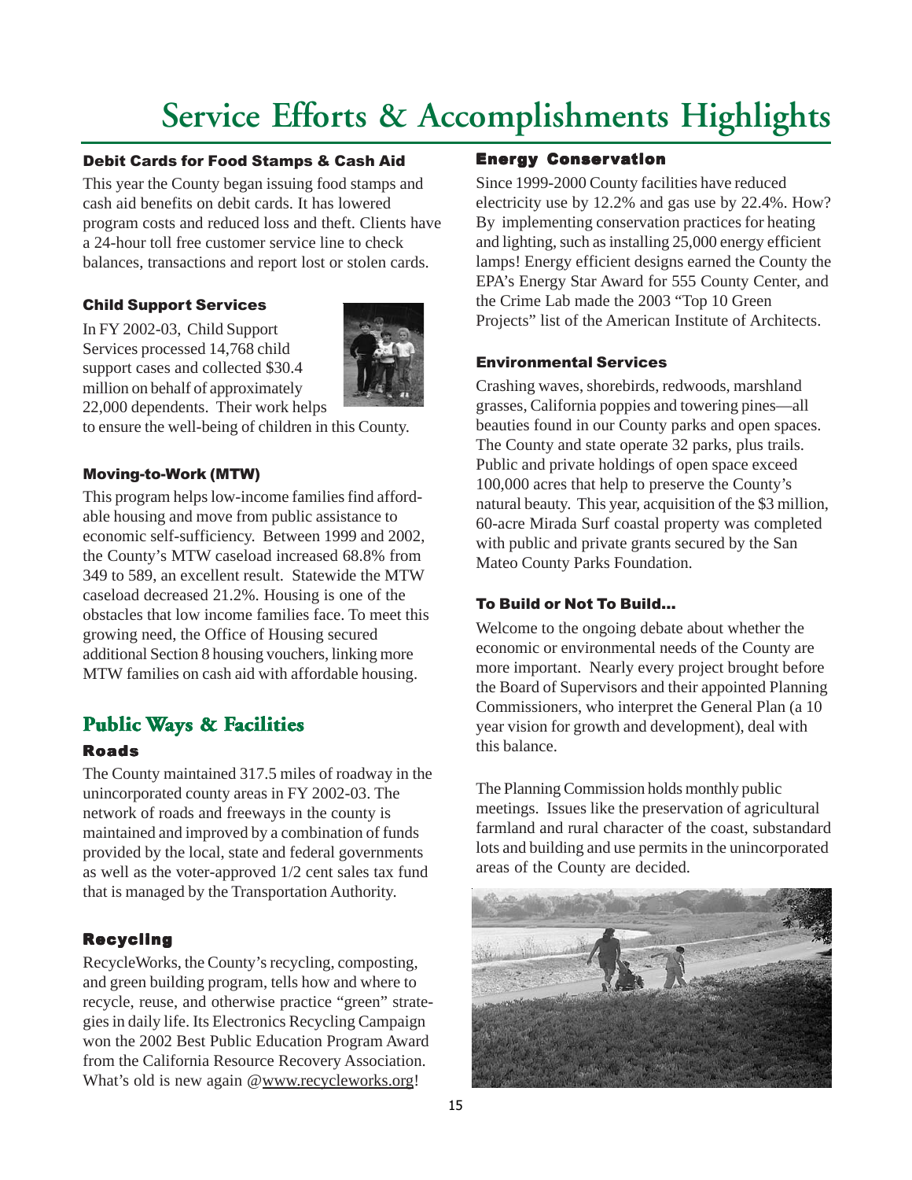# Service Efforts & Accomplishments Highlights

### Debit Cards for Food Stamps & Cash Aid

This year the County began issuing food stamps and cash aid benefits on debit cards. It has lowered program costs and reduced loss and theft. Clients have a 24-hour toll free customer service line to check balances, transactions and report lost or stolen cards.

### Child Support Services

In FY 2002-03, Child Support Services processed 14,768 child support cases and collected $30.4 million on behalf of approximately 22,000 dependents. Their work helps to ensure the well-being of children in this County.

### Moving-to-Work (MTW)

This program helps low-income families find affordable housing and move from public assistance to economic self-sufficiency. Between 1999 and 2002, the County's MTW caseload increased 68.8% from 349 to 589, an excellent result. Statewide the MTW caseload decreased 21.2%. Housing is one of the obstacles that low income families face. To meet this growing need, the Office of Housing secured additional Section 8 housing vouchers, linking more MTW families on cash aid with affordable housing.

## Public Ways & Facilities

### Roads

The County maintained 317.5 miles of roadway in the unincorporated county areas in FY 2002-03. The network of roads and freeways in the county is maintained and improved by a combination of funds provided by the local, state and federal governments as well as the voter-approved 1/2 cent sales tax fund that is managed by the Transportation Authority.

### Recycling

RecycleWorks, the County's recycling, composting, and green building program, tells how and where to recycle, reuse, and otherwise practice "green" strategies in daily life. Its Electronics Recycling Campaign won the 2002 Best Public Education Program Award from the California Resource Recovery Association. What's old is new again @www.recycleworks.org!

### Energy Conservation

Since 1999-2000 County facilities have reduced electricity use by 12.2% and gas use by 22.4%. How? By implementing conservation practices for heating and lighting, such as installing 25,000 energy efficient lamps! Energy efficient designs earned the County the EPA's Energy Star Award for 555 County Center, and the Crime Lab made the 2003 "Top 10 Green Projects" list of the American Institute of Architects.

### Environmental Services

Crashing waves, shorebirds, redwoods, marshland grasses, California poppies and towering pines—all beauties found in our County parks and open spaces. The County and state operate 32 parks, plus trails. Public and private holdings of open space exceed 100,000 acres that help to preserve the County's natural beauty. This year, acquisition of the $3 million, 60-acre Mirada Surf coastal property was completed with public and private grants secured by the San Mateo County Parks Foundation.

### To Build or Not To Build...

Welcome to the ongoing debate about whether the economic or environmental needs of the County are more important. Nearly every project brought before the Board of Supervisors and their appointed Planning Commissioners, who interpret the General Plan (a 10 year vision for growth and development), deal with this balance.

The Planning Commission holds monthly public meetings. Issues like the preservation of agricultural farmland and rural character of the coast, substandard lots and building and use permits in the unincorporated areas of the County are decided.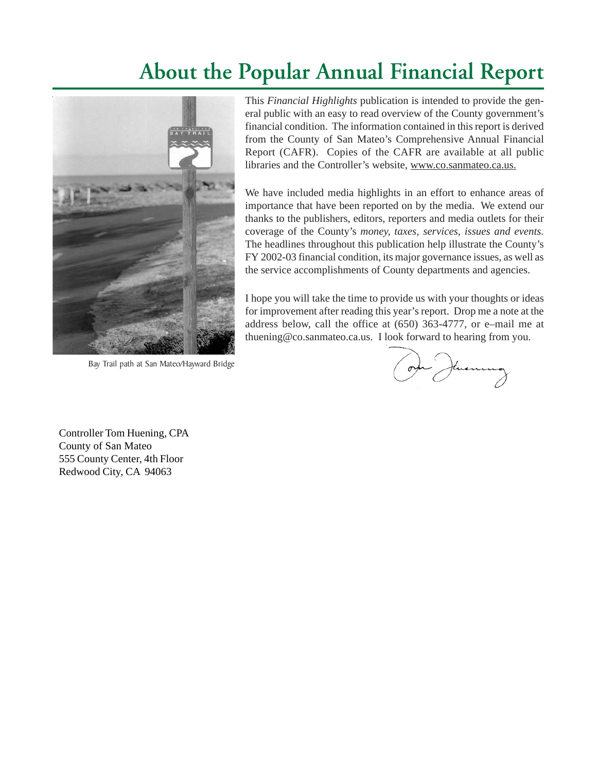# About the Popular Annual Financial Report

Bay Trail path at San Mateo/Hayward Bridge

This *Financial Highlights* publication is intended to provide the general public with an easy to read overview of the County government's financial condition. The information contained in this report is derived from the County of San Mateo's Comprehensive Annual Financial Report (CAFR). Copies of the CAFR are available at all public libraries and the Controller's website, www.co.sanmateo.ca.us.

We have included media highlights in an effort to enhance areas of importance that have been reported on by the media. We extend our thanks to the publishers, editors, reporters and media outlets for their coverage of the County's *money, taxes, services, issues and events.* The headlines throughout this publication help illustrate the County's FY 2002-03 financial condition, its major governance issues, as well as the service accomplishments of County departments and agencies.

I hope you will take the time to provide us with your thoughts or ideas for improvement after reading this year's report. Drop me a note at the address below, call the office at (650) 363-4777, or e–mail me at thuening@co.sanmateo.ca.us. I look forward to hearing from you.

Controller Tom Huening, CPA
County of San Mateo
555 County Center, 4th Floor
Redwood City, CA 94063